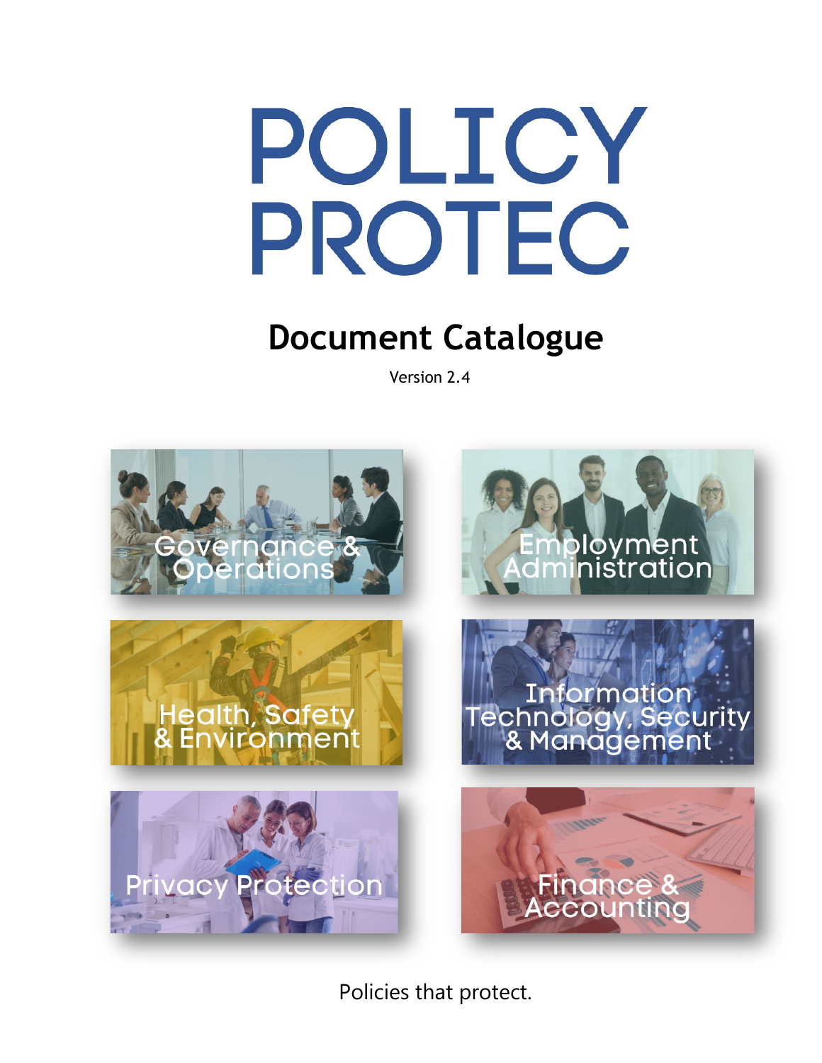# POLICY PROTEC

## Document Catalogue

Version 2.4

Governance & Operations

Employment Administration

Health, Safety & Environment

Information Technology, Security & Management

Privacy Protection

Finance & Accounting

Policies that protect.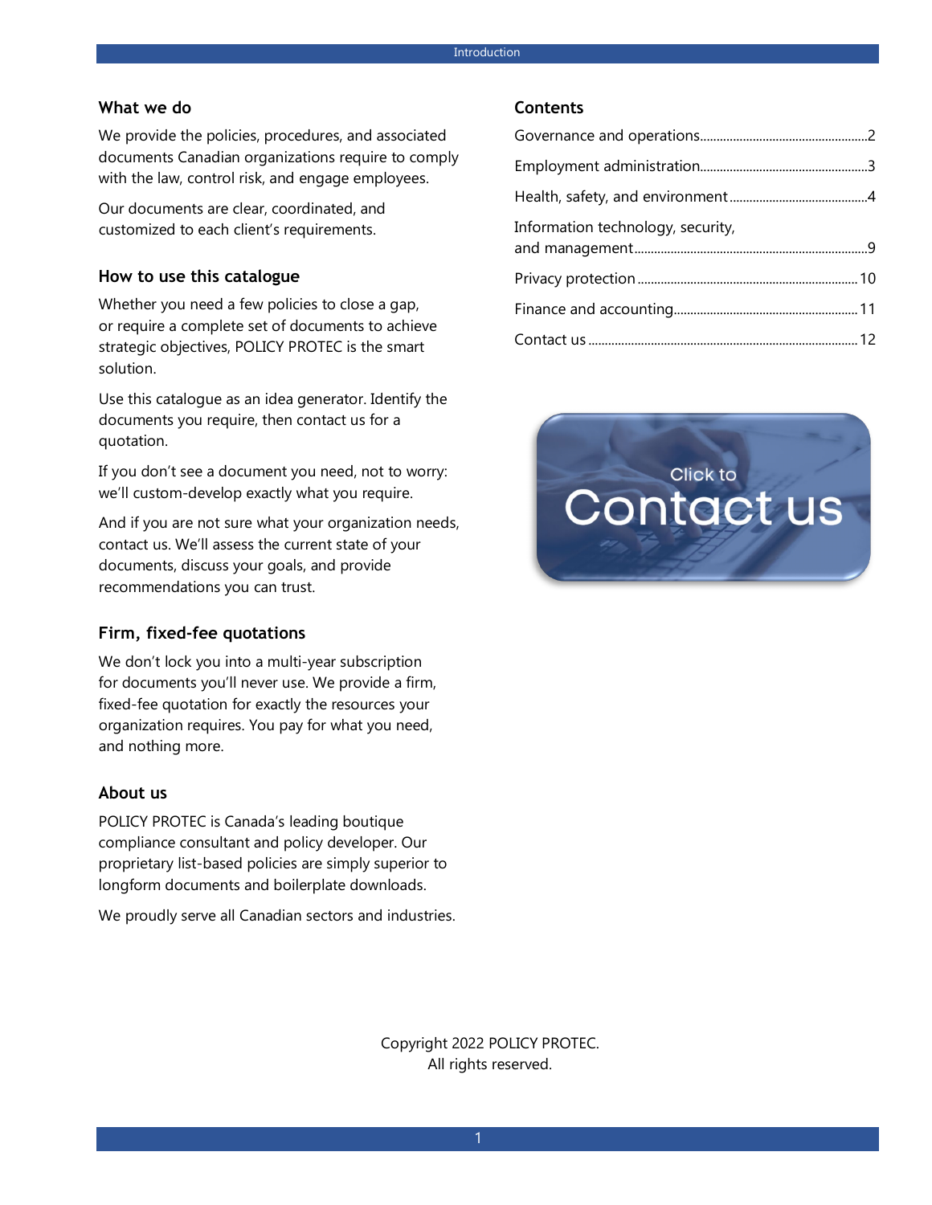## What we do

We provide the policies, procedures, and associated documents Canadian organizations require to comply with the law, control risk, and engage employees.

Our documents are clear, coordinated, and customized to each client's requirements.

## How to use this catalogue

Whether you need a few policies to close a gap, or require a complete set of documents to achieve strategic objectives, POLICY PROTEC is the smart solution.

Use this catalogue as an idea generator. Identify the documents you require, then contact us for a quotation.

If you don't see a document you need, not to worry: we'll custom-develop exactly what you require.

And if you are not sure what your organization needs, contact us. We'll assess the current state of your documents, discuss your goals, and provide recommendations you can trust.

## Firm, fixed-fee quotations

We don't lock you into a multi-year subscription for documents you'll never use. We provide a firm, fixed-fee quotation for exactly the resources your organization requires. You pay for what you need, and nothing more.

## About us

POLICY PROTEC is Canada's leading boutique compliance consultant and policy developer. Our proprietary list-based policies are simply superior to longform documents and boilerplate downloads.

We proudly serve all Canadian sectors and industries.

## Contents

- Governance and operations .......... 2
- Employment administration .......... 3
- Health, safety, and environment .......... 4
- Information technology, security, and management .......... 9
- Privacy protection .......... 10
- Finance and accounting .......... 11
- Contact us .......... 12

Click to Contact us

Copyright 2022 POLICY PROTEC.
All rights reserved.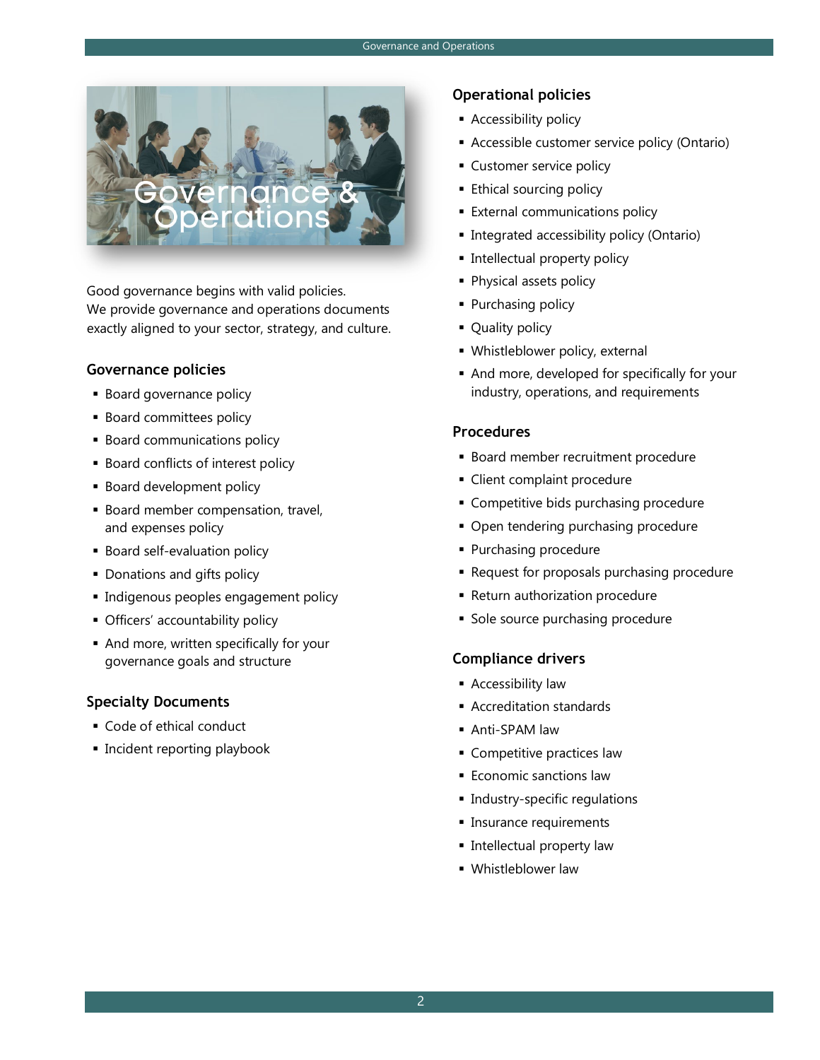# Governance & Operations

Good governance begins with valid policies.
We provide governance and operations documents exactly aligned to your sector, strategy, and culture.

## Governance policies

- Board governance policy
- Board committees policy
- Board communications policy
- Board conflicts of interest policy
- Board development policy
- Board member compensation, travel, and expenses policy
- Board self-evaluation policy
- Donations and gifts policy
- Indigenous peoples engagement policy
- Officers' accountability policy
- And more, written specifically for your governance goals and structure

## Specialty Documents

- Code of ethical conduct
- Incident reporting playbook

## Operational policies

- Accessibility policy
- Accessible customer service policy (Ontario)
- Customer service policy
- Ethical sourcing policy
- External communications policy
- Integrated accessibility policy (Ontario)
- Intellectual property policy
- Physical assets policy
- Purchasing policy
- Quality policy
- Whistleblower policy, external
- And more, developed for specifically for your industry, operations, and requirements

## Procedures

- Board member recruitment procedure
- Client complaint procedure
- Competitive bids purchasing procedure
- Open tendering purchasing procedure
- Purchasing procedure
- Request for proposals purchasing procedure
- Return authorization procedure
- Sole source purchasing procedure

## Compliance drivers

- Accessibility law
- Accreditation standards
- Anti-SPAM law
- Competitive practices law
- Economic sanctions law
- Industry-specific regulations
- Insurance requirements
- Intellectual property law
- Whistleblower law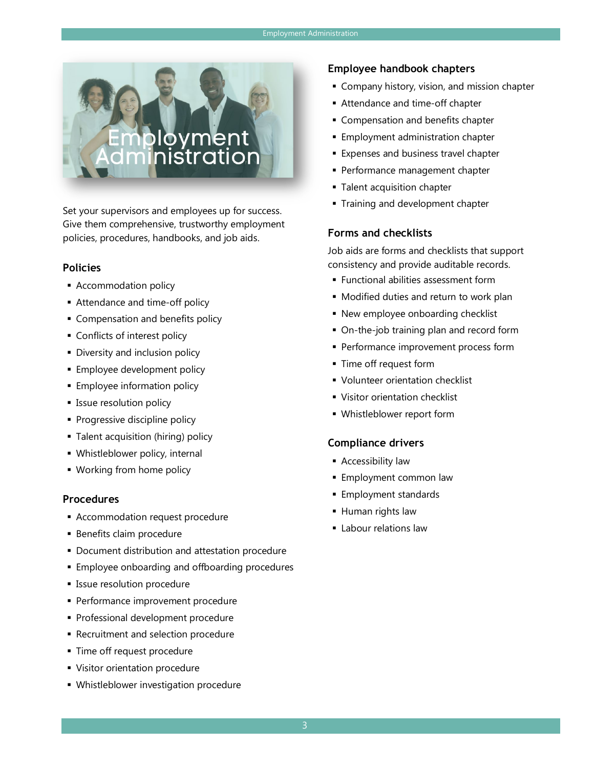# Employment Administration

Set your supervisors and employees up for success. Give them comprehensive, trustworthy employment policies, procedures, handbooks, and job aids.

### Policies

- Accommodation policy
- Attendance and time-off policy
- Compensation and benefits policy
- Conflicts of interest policy
- Diversity and inclusion policy
- Employee development policy
- Employee information policy
- Issue resolution policy
- Progressive discipline policy
- Talent acquisition (hiring) policy
- Whistleblower policy, internal
- Working from home policy

### Procedures

- Accommodation request procedure
- Benefits claim procedure
- Document distribution and attestation procedure
- Employee onboarding and offboarding procedures
- Issue resolution procedure
- Performance improvement procedure
- Professional development procedure
- Recruitment and selection procedure
- Time off request procedure
- Visitor orientation procedure
- Whistleblower investigation procedure

### Employee handbook chapters

- Company history, vision, and mission chapter
- Attendance and time-off chapter
- Compensation and benefits chapter
- Employment administration chapter
- Expenses and business travel chapter
- Performance management chapter
- Talent acquisition chapter
- Training and development chapter

### Forms and checklists

Job aids are forms and checklists that support consistency and provide auditable records.

- Functional abilities assessment form
- Modified duties and return to work plan
- New employee onboarding checklist
- On-the-job training plan and record form
- Performance improvement process form
- Time off request form
- Volunteer orientation checklist
- Visitor orientation checklist
- Whistleblower report form

### Compliance drivers

- Accessibility law
- Employment common law
- Employment standards
- Human rights law
- Labour relations law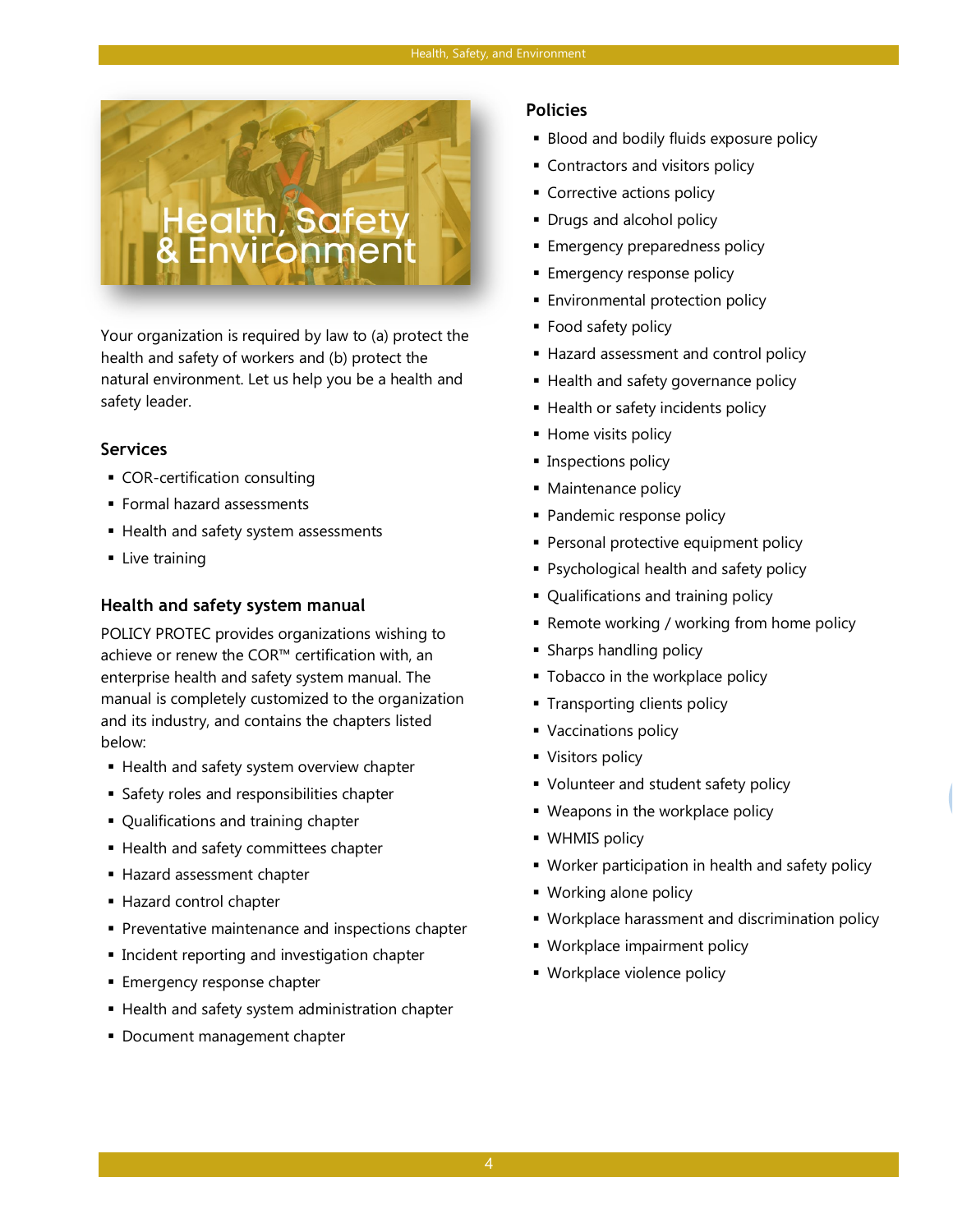# Health, Safety & Environment

Your organization is required by law to (a) protect the health and safety of workers and (b) protect the natural environment. Let us help you be a health and safety leader.

## Services

- COR-certification consulting
- Formal hazard assessments
- Health and safety system assessments
- Live training

## Health and safety system manual

POLICY PROTEC provides organizations wishing to achieve or renew the COR™ certification with, an enterprise health and safety system manual. The manual is completely customized to the organization and its industry, and contains the chapters listed below:

- Health and safety system overview chapter
- Safety roles and responsibilities chapter
- Qualifications and training chapter
- Health and safety committees chapter
- Hazard assessment chapter
- Hazard control chapter
- Preventative maintenance and inspections chapter
- Incident reporting and investigation chapter
- Emergency response chapter
- Health and safety system administration chapter
- Document management chapter

## Policies

- Blood and bodily fluids exposure policy
- Contractors and visitors policy
- Corrective actions policy
- Drugs and alcohol policy
- Emergency preparedness policy
- Emergency response policy
- Environmental protection policy
- Food safety policy
- Hazard assessment and control policy
- Health and safety governance policy
- Health or safety incidents policy
- Home visits policy
- Inspections policy
- Maintenance policy
- Pandemic response policy
- Personal protective equipment policy
- Psychological health and safety policy
- Qualifications and training policy
- Remote working / working from home policy
- Sharps handling policy
- Tobacco in the workplace policy
- Transporting clients policy
- Vaccinations policy
- Visitors policy
- Volunteer and student safety policy
- Weapons in the workplace policy
- WHMIS policy
- Worker participation in health and safety policy
- Working alone policy
- Workplace harassment and discrimination policy
- Workplace impairment policy
- Workplace violence policy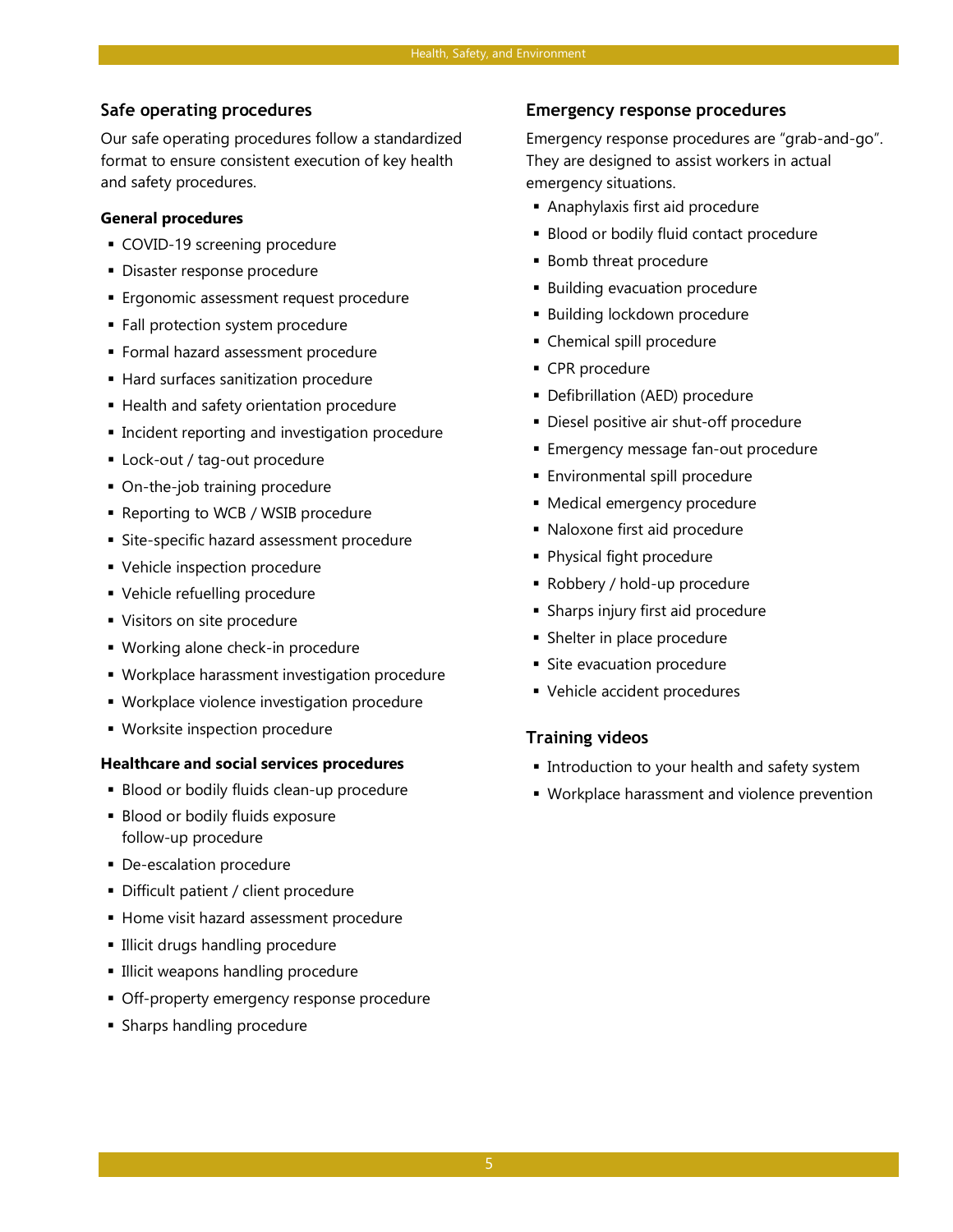## Safe operating procedures

Our safe operating procedures follow a standardized format to ensure consistent execution of key health and safety procedures.

**General procedures**

- COVID-19 screening procedure
- Disaster response procedure
- Ergonomic assessment request procedure
- Fall protection system procedure
- Formal hazard assessment procedure
- Hard surfaces sanitization procedure
- Health and safety orientation procedure
- Incident reporting and investigation procedure
- Lock-out / tag-out procedure
- On-the-job training procedure
- Reporting to WCB / WSIB procedure
- Site-specific hazard assessment procedure
- Vehicle inspection procedure
- Vehicle refuelling procedure
- Visitors on site procedure
- Working alone check-in procedure
- Workplace harassment investigation procedure
- Workplace violence investigation procedure
- Worksite inspection procedure

**Healthcare and social services procedures**

- Blood or bodily fluids clean-up procedure
- Blood or bodily fluids exposure follow-up procedure
- De-escalation procedure
- Difficult patient / client procedure
- Home visit hazard assessment procedure
- Illicit drugs handling procedure
- Illicit weapons handling procedure
- Off-property emergency response procedure
- Sharps handling procedure

## Emergency response procedures

Emergency response procedures are "grab-and-go". They are designed to assist workers in actual emergency situations.

- Anaphylaxis first aid procedure
- Blood or bodily fluid contact procedure
- Bomb threat procedure
- Building evacuation procedure
- Building lockdown procedure
- Chemical spill procedure
- CPR procedure
- Defibrillation (AED) procedure
- Diesel positive air shut-off procedure
- Emergency message fan-out procedure
- Environmental spill procedure
- Medical emergency procedure
- Naloxone first aid procedure
- Physical fight procedure
- Robbery / hold-up procedure
- Sharps injury first aid procedure
- Shelter in place procedure
- Site evacuation procedure
- Vehicle accident procedures

## Training videos

- Introduction to your health and safety system
- Workplace harassment and violence prevention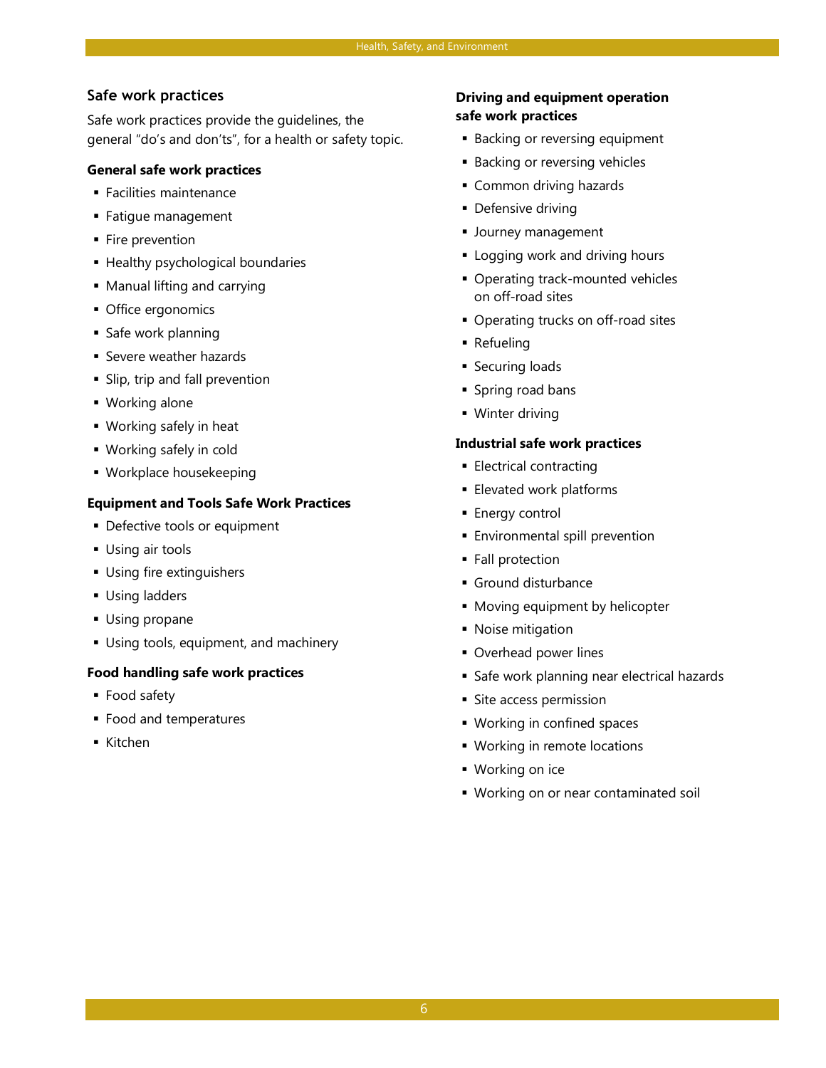## Safe work practices

Safe work practices provide the guidelines, the general "do's and don'ts", for a health or safety topic.

### General safe work practices

- Facilities maintenance
- Fatigue management
- Fire prevention
- Healthy psychological boundaries
- Manual lifting and carrying
- Office ergonomics
- Safe work planning
- Severe weather hazards
- Slip, trip and fall prevention
- Working alone
- Working safely in heat
- Working safely in cold
- Workplace housekeeping

### Equipment and Tools Safe Work Practices

- Defective tools or equipment
- Using air tools
- Using fire extinguishers
- Using ladders
- Using propane
- Using tools, equipment, and machinery

### Food handling safe work practices

- Food safety
- Food and temperatures
- Kitchen

### Driving and equipment operation safe work practices

- Backing or reversing equipment
- Backing or reversing vehicles
- Common driving hazards
- Defensive driving
- Journey management
- Logging work and driving hours
- Operating track-mounted vehicles on off-road sites
- Operating trucks on off-road sites
- Refueling
- Securing loads
- Spring road bans
- Winter driving

### Industrial safe work practices

- Electrical contracting
- Elevated work platforms
- Energy control
- Environmental spill prevention
- Fall protection
- Ground disturbance
- Moving equipment by helicopter
- Noise mitigation
- Overhead power lines
- Safe work planning near electrical hazards
- Site access permission
- Working in confined spaces
- Working in remote locations
- Working on ice
- Working on or near contaminated soil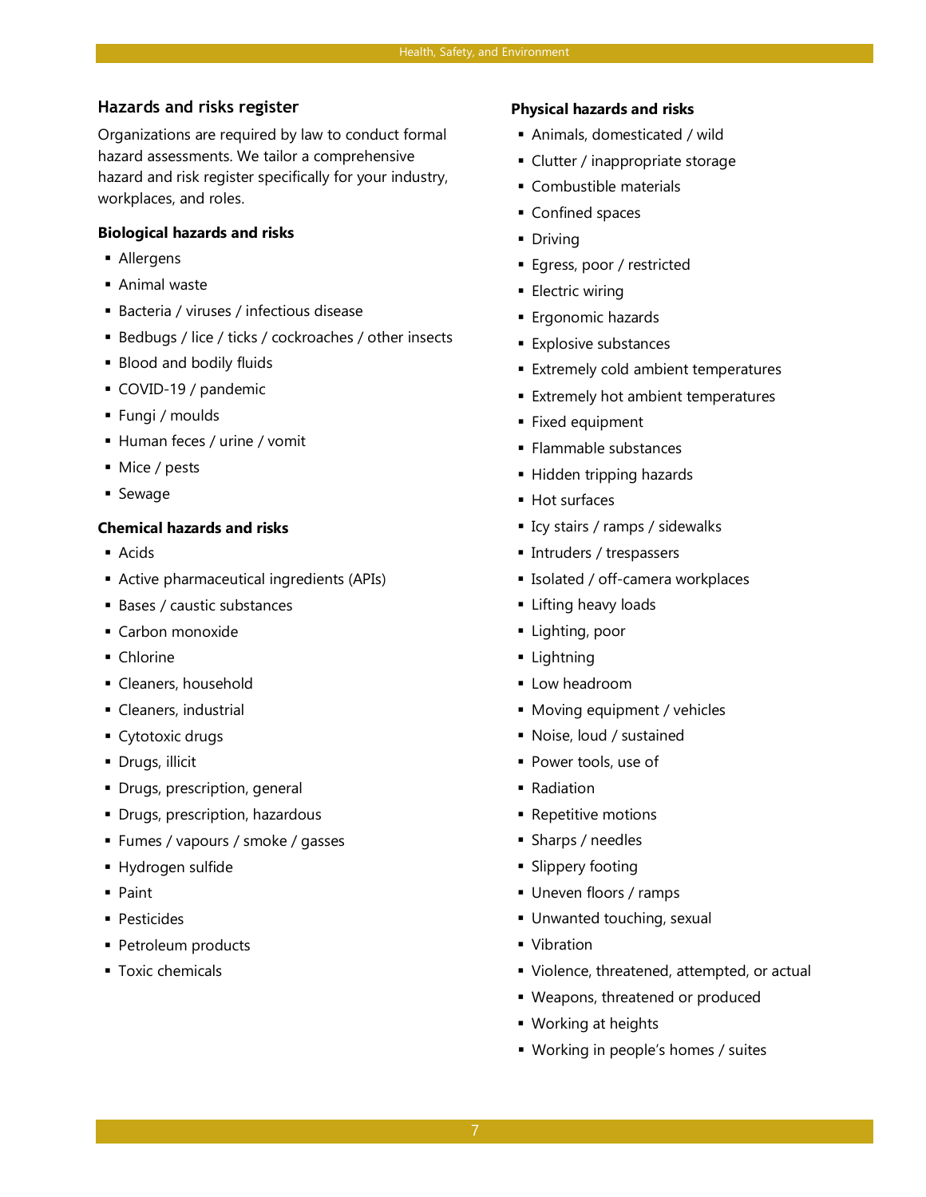## Hazards and risks register

Organizations are required by law to conduct formal hazard assessments. We tailor a comprehensive hazard and risk register specifically for your industry, workplaces, and roles.

**Biological hazards and risks**

- Allergens
- Animal waste
- Bacteria / viruses / infectious disease
- Bedbugs / lice / ticks / cockroaches / other insects
- Blood and bodily fluids
- COVID-19 / pandemic
- Fungi / moulds
- Human feces / urine / vomit
- Mice / pests
- Sewage

**Chemical hazards and risks**

- Acids
- Active pharmaceutical ingredients (APIs)
- Bases / caustic substances
- Carbon monoxide
- Chlorine
- Cleaners, household
- Cleaners, industrial
- Cytotoxic drugs
- Drugs, illicit
- Drugs, prescription, general
- Drugs, prescription, hazardous
- Fumes / vapours / smoke / gasses
- Hydrogen sulfide
- Paint
- Pesticides
- Petroleum products
- Toxic chemicals

**Physical hazards and risks**

- Animals, domesticated / wild
- Clutter / inappropriate storage
- Combustible materials
- Confined spaces
- Driving
- Egress, poor / restricted
- Electric wiring
- Ergonomic hazards
- Explosive substances
- Extremely cold ambient temperatures
- Extremely hot ambient temperatures
- Fixed equipment
- Flammable substances
- Hidden tripping hazards
- Hot surfaces
- Icy stairs / ramps / sidewalks
- Intruders / trespassers
- Isolated / off-camera workplaces
- Lifting heavy loads
- Lighting, poor
- Lightning
- Low headroom
- Moving equipment / vehicles
- Noise, loud / sustained
- Power tools, use of
- Radiation
- Repetitive motions
- Sharps / needles
- Slippery footing
- Uneven floors / ramps
- Unwanted touching, sexual
- Vibration
- Violence, threatened, attempted, or actual
- Weapons, threatened or produced
- Working at heights
- Working in people's homes / suites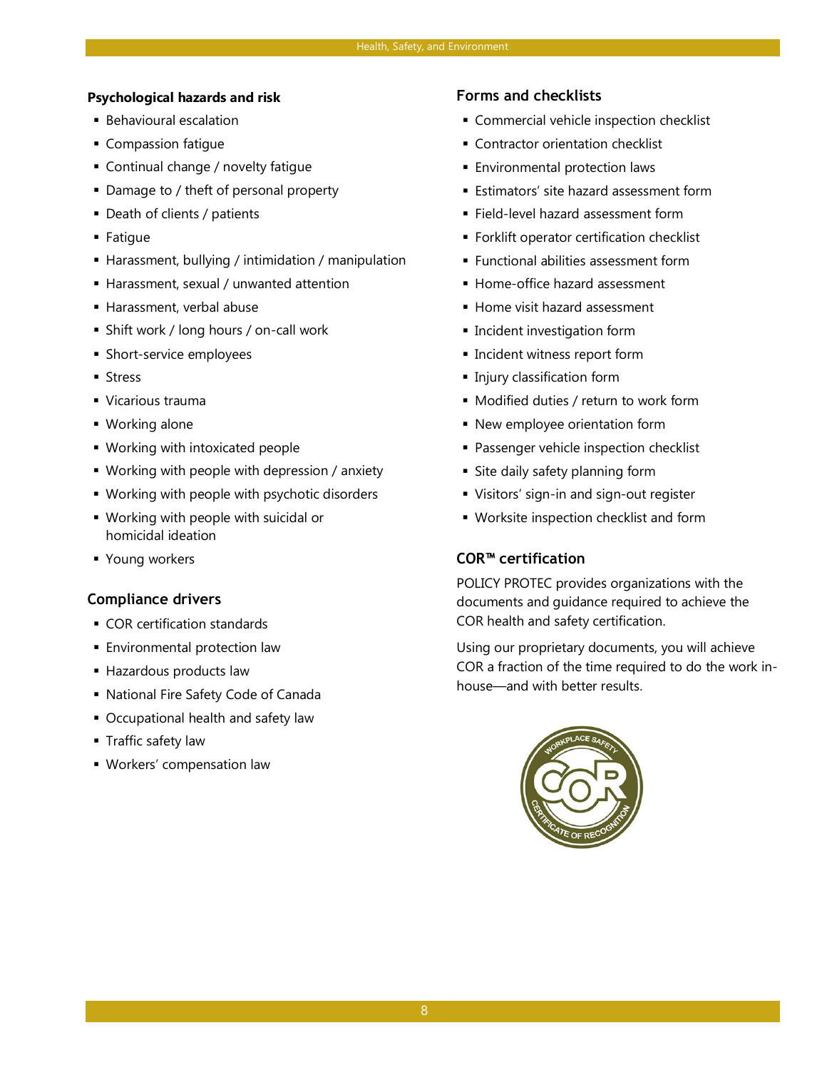### Psychological hazards and risk

- Behavioural escalation
- Compassion fatigue
- Continual change / novelty fatigue
- Damage to / theft of personal property
- Death of clients / patients
- Fatigue
- Harassment, bullying / intimidation / manipulation
- Harassment, sexual / unwanted attention
- Harassment, verbal abuse
- Shift work / long hours / on-call work
- Short-service employees
- Stress
- Vicarious trauma
- Working alone
- Working with intoxicated people
- Working with people with depression / anxiety
- Working with people with psychotic disorders
- Working with people with suicidal or homicidal ideation
- Young workers

### Compliance drivers

- COR certification standards
- Environmental protection law
- Hazardous products law
- National Fire Safety Code of Canada
- Occupational health and safety law
- Traffic safety law
- Workers' compensation law

### Forms and checklists

- Commercial vehicle inspection checklist
- Contractor orientation checklist
- Environmental protection laws
- Estimators' site hazard assessment form
- Field-level hazard assessment form
- Forklift operator certification checklist
- Functional abilities assessment form
- Home-office hazard assessment
- Home visit hazard assessment
- Incident investigation form
- Incident witness report form
- Injury classification form
- Modified duties / return to work form
- New employee orientation form
- Passenger vehicle inspection checklist
- Site daily safety planning form
- Visitors' sign-in and sign-out register
- Worksite inspection checklist and form

### COR™ certification

POLICY PROTEC provides organizations with the documents and guidance required to achieve the COR health and safety certification.

Using our proprietary documents, you will achieve COR a fraction of the time required to do the work in-house—and with better results.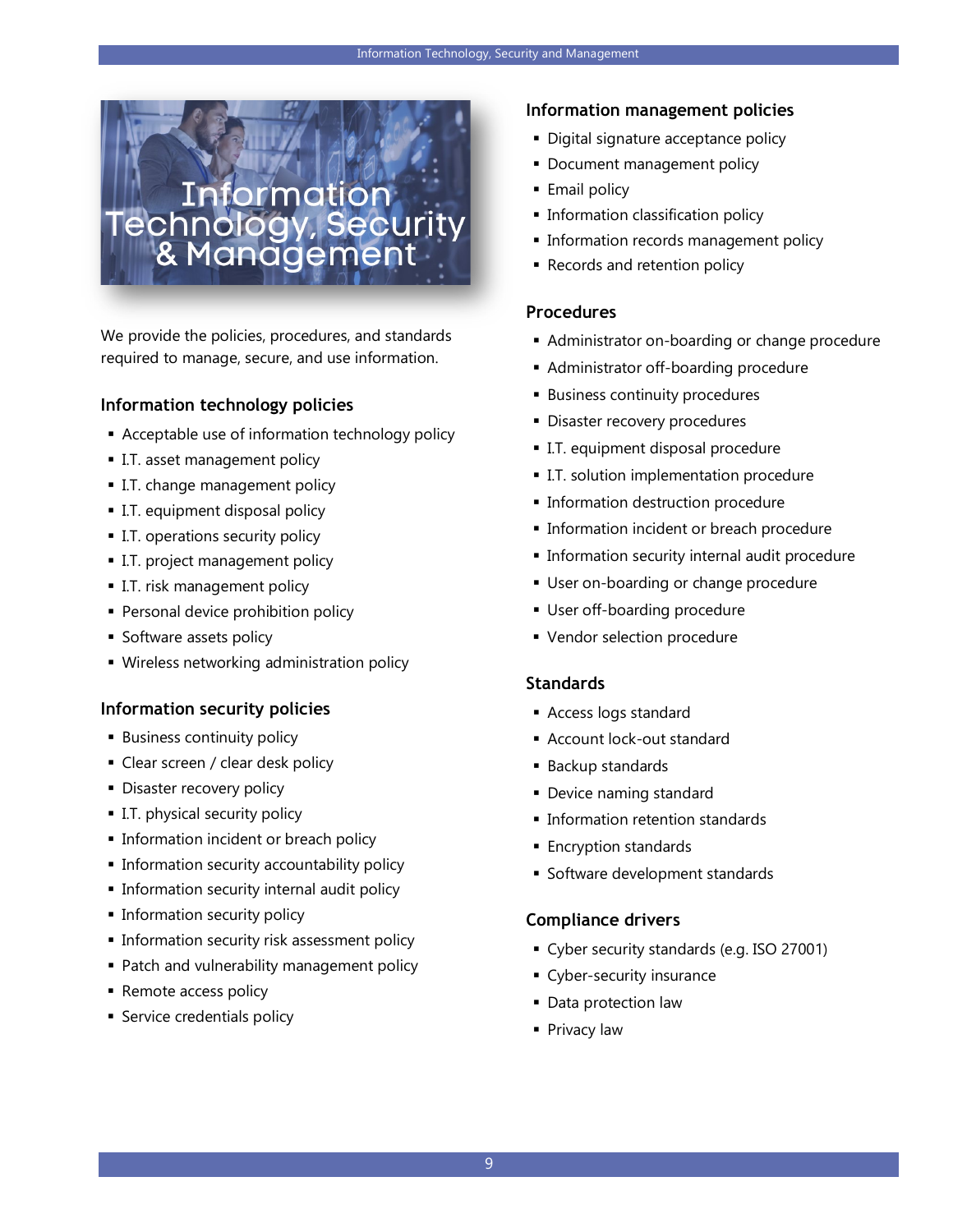# Information Technology, Security & Management

We provide the policies, procedures, and standards required to manage, secure, and use information.

## Information technology policies

- Acceptable use of information technology policy
- I.T. asset management policy
- I.T. change management policy
- I.T. equipment disposal policy
- I.T. operations security policy
- I.T. project management policy
- I.T. risk management policy
- Personal device prohibition policy
- Software assets policy
- Wireless networking administration policy

## Information security policies

- Business continuity policy
- Clear screen / clear desk policy
- Disaster recovery policy
- I.T. physical security policy
- Information incident or breach policy
- Information security accountability policy
- Information security internal audit policy
- Information security policy
- Information security risk assessment policy
- Patch and vulnerability management policy
- Remote access policy
- Service credentials policy

## Information management policies

- Digital signature acceptance policy
- Document management policy
- Email policy
- Information classification policy
- Information records management policy
- Records and retention policy

## Procedures

- Administrator on-boarding or change procedure
- Administrator off-boarding procedure
- Business continuity procedures
- Disaster recovery procedures
- I.T. equipment disposal procedure
- I.T. solution implementation procedure
- Information destruction procedure
- Information incident or breach procedure
- Information security internal audit procedure
- User on-boarding or change procedure
- User off-boarding procedure
- Vendor selection procedure

## Standards

- Access logs standard
- Account lock-out standard
- Backup standards
- Device naming standard
- Information retention standards
- Encryption standards
- Software development standards

## Compliance drivers

- Cyber security standards (e.g. ISO 27001)
- Cyber-security insurance
- Data protection law
- Privacy law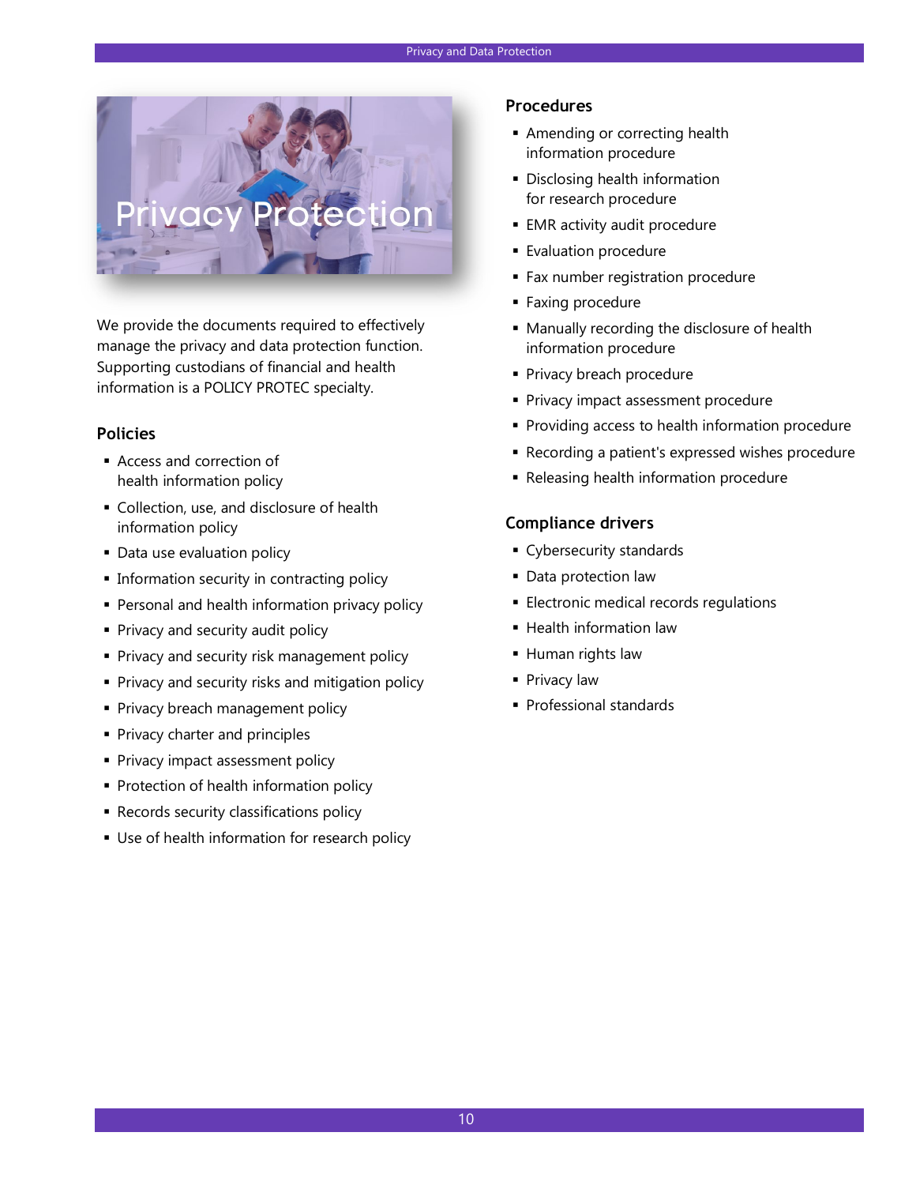# Privacy Protection

We provide the documents required to effectively manage the privacy and data protection function. Supporting custodians of financial and health information is a POLICY PROTEC specialty.

### Policies

- Access and correction of health information policy
- Collection, use, and disclosure of health information policy
- Data use evaluation policy
- Information security in contracting policy
- Personal and health information privacy policy
- Privacy and security audit policy
- Privacy and security risk management policy
- Privacy and security risks and mitigation policy
- Privacy breach management policy
- Privacy charter and principles
- Privacy impact assessment policy
- Protection of health information policy
- Records security classifications policy
- Use of health information for research policy

### Procedures

- Amending or correcting health information procedure
- Disclosing health information for research procedure
- EMR activity audit procedure
- Evaluation procedure
- Fax number registration procedure
- Faxing procedure
- Manually recording the disclosure of health information procedure
- Privacy breach procedure
- Privacy impact assessment procedure
- Providing access to health information procedure
- Recording a patient's expressed wishes procedure
- Releasing health information procedure

### Compliance drivers

- Cybersecurity standards
- Data protection law
- Electronic medical records regulations
- Health information law
- Human rights law
- Privacy law
- Professional standards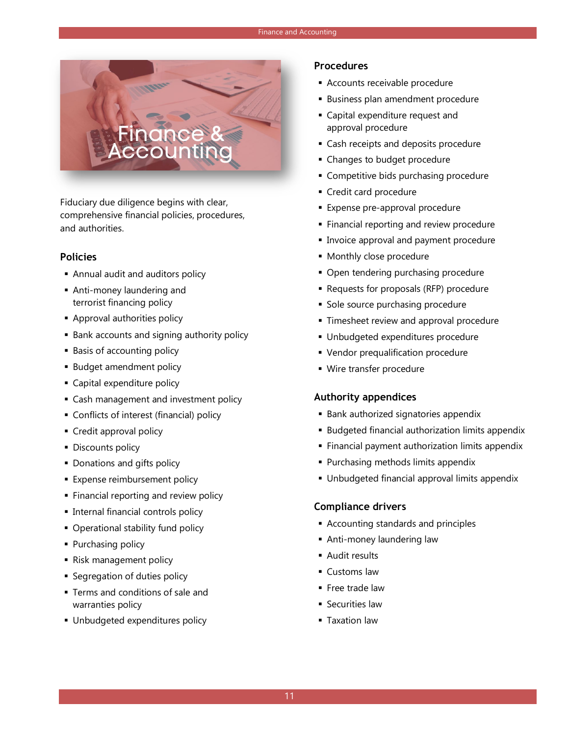# Finance & Accounting

Fiduciary due diligence begins with clear, comprehensive financial policies, procedures, and authorities.

### Policies

- Annual audit and auditors policy
- Anti-money laundering and terrorist financing policy
- Approval authorities policy
- Bank accounts and signing authority policy
- Basis of accounting policy
- Budget amendment policy
- Capital expenditure policy
- Cash management and investment policy
- Conflicts of interest (financial) policy
- Credit approval policy
- Discounts policy
- Donations and gifts policy
- Expense reimbursement policy
- Financial reporting and review policy
- Internal financial controls policy
- Operational stability fund policy
- Purchasing policy
- Risk management policy
- Segregation of duties policy
- Terms and conditions of sale and warranties policy
- Unbudgeted expenditures policy

### Procedures

- Accounts receivable procedure
- Business plan amendment procedure
- Capital expenditure request and approval procedure
- Cash receipts and deposits procedure
- Changes to budget procedure
- Competitive bids purchasing procedure
- Credit card procedure
- Expense pre-approval procedure
- Financial reporting and review procedure
- Invoice approval and payment procedure
- Monthly close procedure
- Open tendering purchasing procedure
- Requests for proposals (RFP) procedure
- Sole source purchasing procedure
- Timesheet review and approval procedure
- Unbudgeted expenditures procedure
- Vendor prequalification procedure
- Wire transfer procedure

### Authority appendices

- Bank authorized signatories appendix
- Budgeted financial authorization limits appendix
- Financial payment authorization limits appendix
- Purchasing methods limits appendix
- Unbudgeted financial approval limits appendix

### Compliance drivers

- Accounting standards and principles
- Anti-money laundering law
- Audit results
- Customs law
- Free trade law
- Securities law
- Taxation law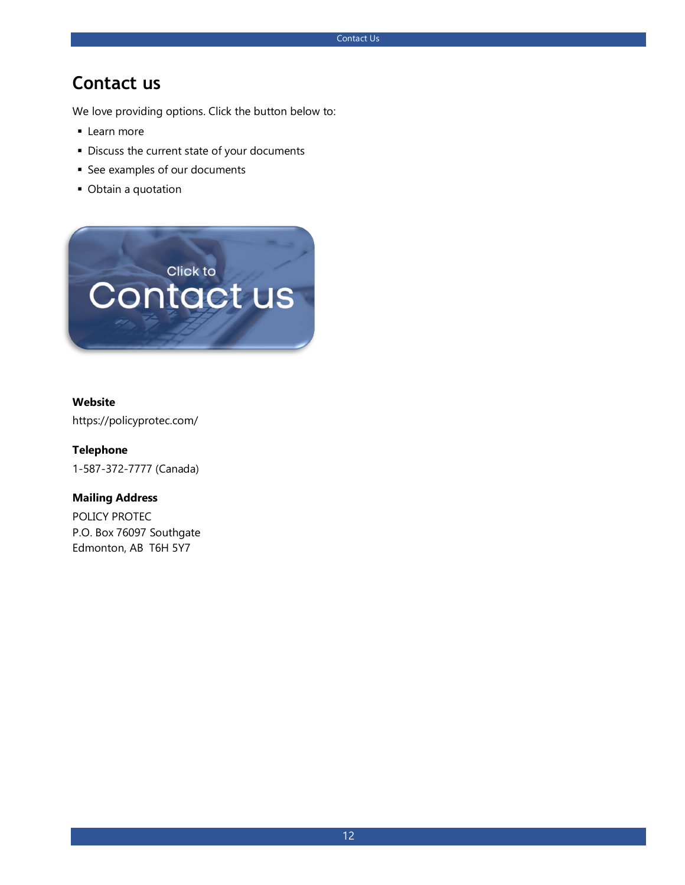# Contact us

We love providing options. Click the button below to:

- Learn more
- Discuss the current state of your documents
- See examples of our documents
- Obtain a quotation

Click to Contact us

**Website**

https://policyprotec.com/

**Telephone**

1-587-372-7777 (Canada)

**Mailing Address**

POLICY PROTEC
P.O. Box 76097 Southgate
Edmonton, AB  T6H 5Y7